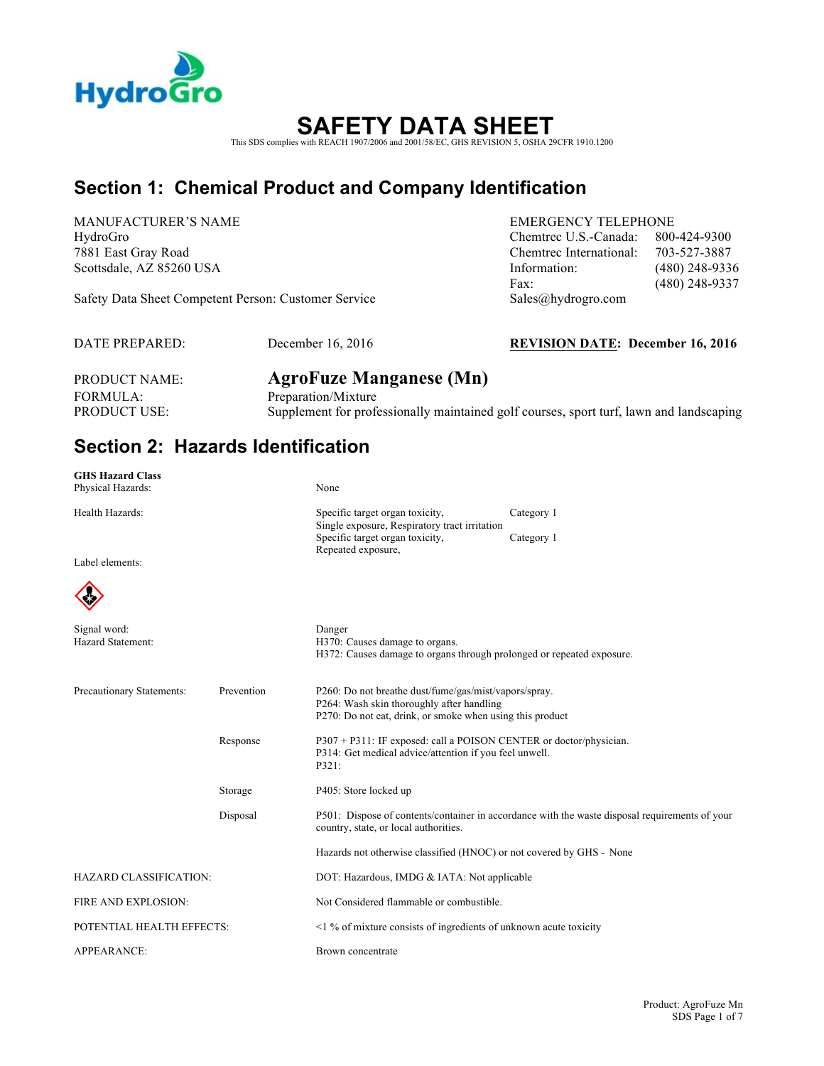HydroGro

# SAFETY DATA SHEET

This SDS complies with REACH 1907/2006 and 2001/58/EC, GHS REVISION 5, OSHA 29CFR 1910.1200

## Section 1: Chemical Product and Company Identification

MANUFACTURER'S NAME
HydroGro
7881 East Gray Road
Scottsdale, AZ 85260 USA

Safety Data Sheet Competent Person: Customer Service

EMERGENCY TELEPHONE

| | |
|---|---|
| Chemtrec U.S.-Canada: | 800-424-9300 |
| Chemtrec International: | 703-527-3887 |
| Information: | (480) 248-9336 |
| Fax: | (480) 248-9337 |

Sales@hydrogro.com

DATE PREPARED: December 16, 2016

**REVISION DATE: December 16, 2016**

| | |
|---|---|
| PRODUCT NAME: | **AgroFuze Manganese (Mn)** |
| FORMULA: | Preparation/Mixture |
| PRODUCT USE: | Supplement for professionally maintained golf courses, sport turf, lawn and landscaping |

## Section 2: Hazards Identification

**GHS Hazard Class**

| | | |
|---|---|---|
| Physical Hazards: | None | |
| Health Hazards: | Specific target organ toxicity, Single exposure, Respiratory tract irritation | Category 1 |
| | Specific target organ toxicity, Repeated exposure, | Category 1 |

Label elements:

| | | |
|---|---|---|
| Signal word: | | Danger |
| Hazard Statement: | | H370: Causes damage to organs.<br>H372: Causes damage to organs through prolonged or repeated exposure. |
| Precautionary Statements: | Prevention | P260: Do not breathe dust/fume/gas/mist/vapors/spray.<br>P264: Wash skin thoroughly after handling<br>P270: Do not eat, drink, or smoke when using this product |
| | Response | P307 + P311: IF exposed: call a POISON CENTER or doctor/physician.<br>P314: Get medical advice/attention if you feel unwell.<br>P321: |
| | Storage | P405: Store locked up |
| | Disposal | P501: Dispose of contents/container in accordance with the waste disposal requirements of your country, state, or local authorities. |
| | | Hazards not otherwise classified (HNOC) or not covered by GHS - None |
| HAZARD CLASSIFICATION: | | DOT: Hazardous, IMDG & IATA: Not applicable |
| FIRE AND EXPLOSION: | | Not Considered flammable or combustible. |
| POTENTIAL HEALTH EFFECTS: | | <1 % of mixture consists of ingredients of unknown acute toxicity |
| APPEARANCE: | | Brown concentrate |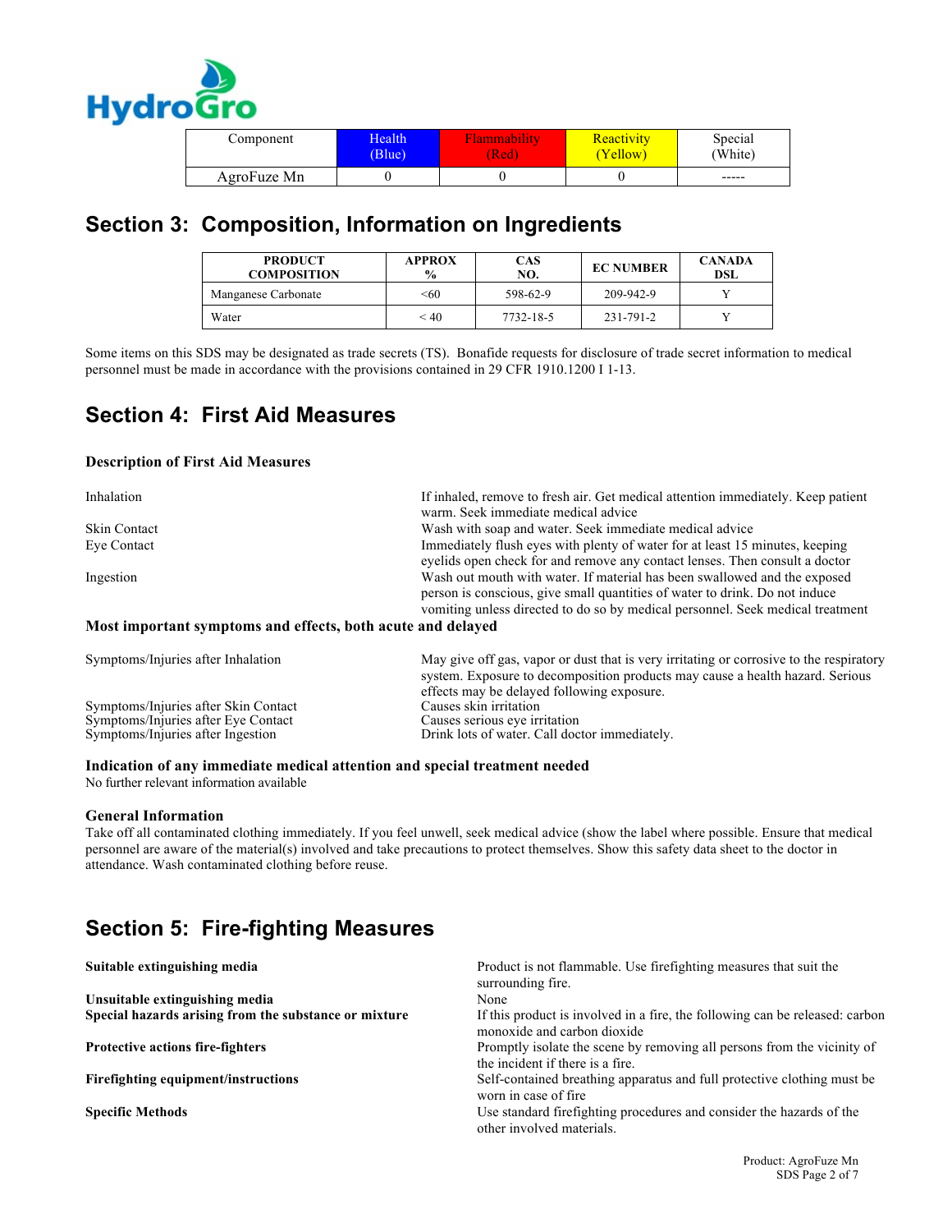HydroGro

| Component | Health (Blue) | Flammability (Red) | Reactivity (Yellow) | Special (White) |
|---|---|---|---|---|
| AgroFuze Mn | 0 | 0 | 0 | ----- |

## Section 3: Composition, Information on Ingredients

| PRODUCT COMPOSITION | APPROX % | CAS NO. | EC NUMBER | CANADA DSL |
|---|---|---|---|---|
| Manganese Carbonate | <60 | 598-62-9 | 209-942-9 | Y |
| Water | < 40 | 7732-18-5 | 231-791-2 | Y |

Some items on this SDS may be designated as trade secrets (TS). Bonafide requests for disclosure of trade secret information to medical personnel must be made in accordance with the provisions contained in 29 CFR 1910.1200 I 1-13.

## Section 4: First Aid Measures

**Description of First Aid Measures**

| | |
|---|---|
| Inhalation | If inhaled, remove to fresh air. Get medical attention immediately. Keep patient warm. Seek immediate medical advice |
| Skin Contact | Wash with soap and water. Seek immediate medical advice |
| Eye Contact | Immediately flush eyes with plenty of water for at least 15 minutes, keeping eyelids open check for and remove any contact lenses. Then consult a doctor |
| Ingestion | Wash out mouth with water. If material has been swallowed and the exposed person is conscious, give small quantities of water to drink. Do not induce vomiting unless directed to do so by medical personnel. Seek medical treatment |

**Most important symptoms and effects, both acute and delayed**

| | |
|---|---|
| Symptoms/Injuries after Inhalation | May give off gas, vapor or dust that is very irritating or corrosive to the respiratory system. Exposure to decomposition products may cause a health hazard. Serious effects may be delayed following exposure. |
| Symptoms/Injuries after Skin Contact | Causes skin irritation |
| Symptoms/Injuries after Eye Contact | Causes serious eye irritation |
| Symptoms/Injuries after Ingestion | Drink lots of water. Call doctor immediately. |

**Indication of any immediate medical attention and special treatment needed**
No further relevant information available

**General Information**
Take off all contaminated clothing immediately. If you feel unwell, seek medical advice (show the label where possible. Ensure that medical personnel are aware of the material(s) involved and take precautions to protect themselves. Show this safety data sheet to the doctor in attendance. Wash contaminated clothing before reuse.

## Section 5: Fire-fighting Measures

| | |
|---|---|
| **Suitable extinguishing media** | Product is not flammable. Use firefighting measures that suit the surrounding fire. |
| **Unsuitable extinguishing media** | None |
| **Special hazards arising from the substance or mixture** | If this product is involved in a fire, the following can be released: carbon monoxide and carbon dioxide |
| **Protective actions fire-fighters** | Promptly isolate the scene by removing all persons from the vicinity of the incident if there is a fire. |
| **Firefighting equipment/instructions** | Self-contained breathing apparatus and full protective clothing must be worn in case of fire |
| **Specific Methods** | Use standard firefighting procedures and consider the hazards of the other involved materials. |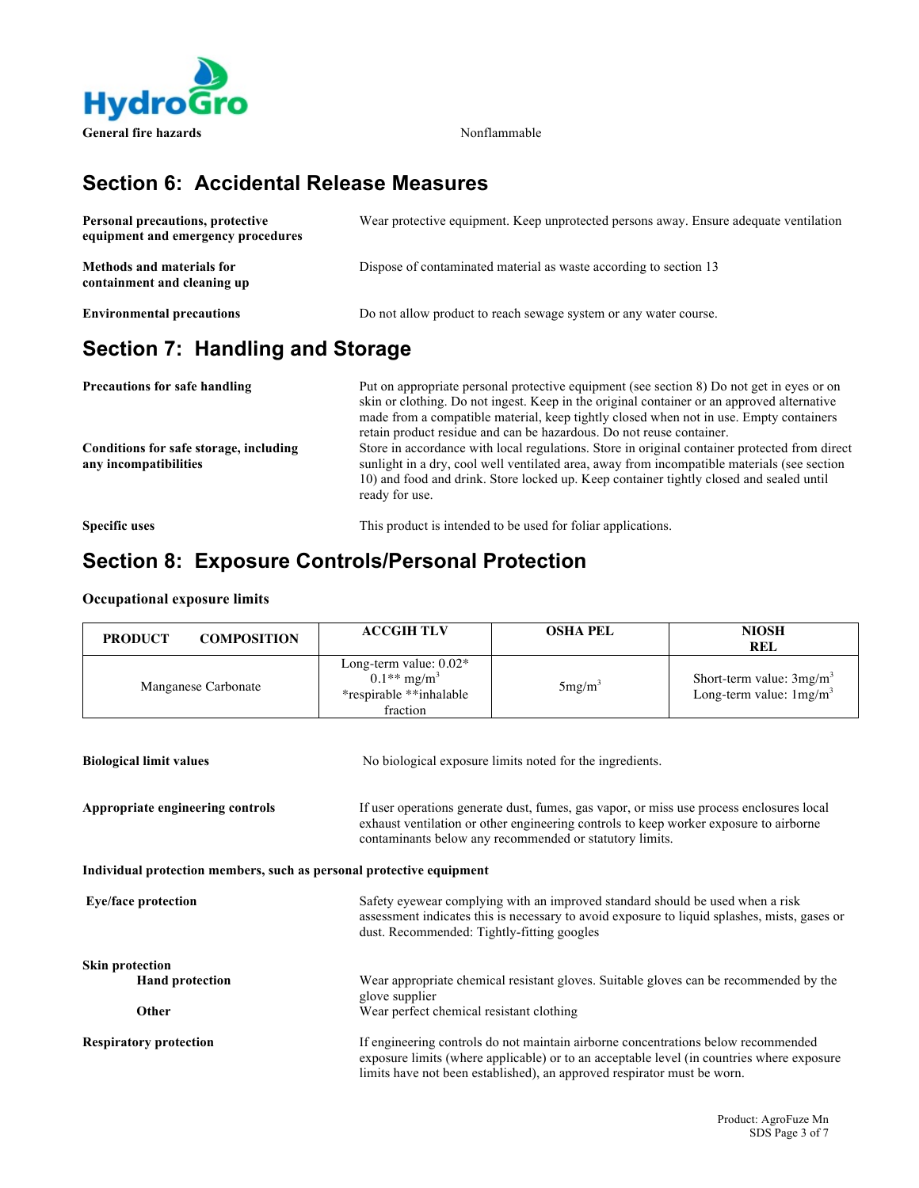**General fire hazards** Nonflammable

## Section 6: Accidental Release Measures

**Personal precautions, protective equipment and emergency procedures**
Wear protective equipment. Keep unprotected persons away. Ensure adequate ventilation

**Methods and materials for containment and cleaning up**
Dispose of contaminated material as waste according to section 13

**Environmental precautions**
Do not allow product to reach sewage system or any water course.

## Section 7: Handling and Storage

**Precautions for safe handling**
Put on appropriate personal protective equipment (see section 8) Do not get in eyes or on skin or clothing. Do not ingest. Keep in the original container or an approved alternative made from a compatible material, keep tightly closed when not in use. Empty containers retain product residue and can be hazardous. Do not reuse container.

**Conditions for safe storage, including any incompatibilities**
Store in accordance with local regulations. Store in original container protected from direct sunlight in a dry, cool well ventilated area, away from incompatible materials (see section 10) and food and drink. Store locked up. Keep container tightly closed and sealed until ready for use.

**Specific uses**
This product is intended to be used for foliar applications.

## Section 8: Exposure Controls/Personal Protection

**Occupational exposure limits**

| PRODUCT COMPOSITION | ACCGIH TLV | OSHA PEL | NIOSH REL |
|---|---|---|---|
| Manganese Carbonate | Long-term value: 0.02* 0.1** $mg/m^3$ *respirable **inhalable fraction | $5mg/m^3$ | Short-term value: $3mg/m^3$ Long-term value: $1mg/m^3$ |

**Biological limit values**
No biological exposure limits noted for the ingredients.

**Appropriate engineering controls**
If user operations generate dust, fumes, gas vapor, or miss use process enclosures local exhaust ventilation or other engineering controls to keep worker exposure to airborne contaminants below any recommended or statutory limits.

**Individual protection members, such as personal protective equipment**

**Eye/face protection**
Safety eyewear complying with an improved standard should be used when a risk assessment indicates this is necessary to avoid exposure to liquid splashes, mists, gases or dust. Recommended: Tightly-fitting googles

**Skin protection**

**Hand protection**
Wear appropriate chemical resistant gloves. Suitable gloves can be recommended by the glove supplier

**Other**
Wear perfect chemical resistant clothing

**Respiratory protection**
If engineering controls do not maintain airborne concentrations below recommended exposure limits (where applicable) or to an acceptable level (in countries where exposure limits have not been established), an approved respirator must be worn.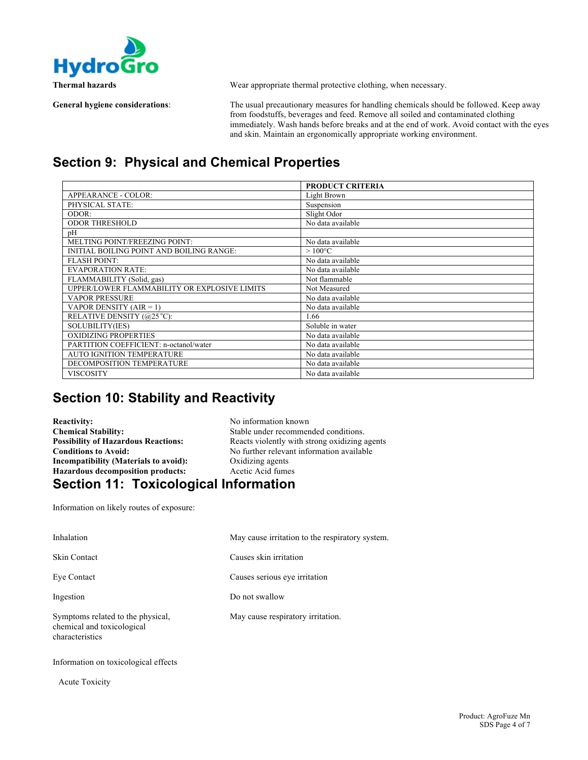| **Thermal hazards** | Wear appropriate thermal protective clothing, when necessary. |
|---|---|
| **General hygiene considerations**: | The usual precautionary measures for handling chemicals should be followed. Keep away from foodstuffs, beverages and feed. Remove all soiled and contaminated clothing immediately. Wash hands before breaks and at the end of work. Avoid contact with the eyes and skin. Maintain an ergonomically appropriate working environment. |

## Section 9: Physical and Chemical Properties

| | PRODUCT CRITERIA |
|---|---|
| APPEARANCE - COLOR: | Light Brown |
| PHYSICAL STATE: | Suspension |
| ODOR: | Slight Odor |
| ODOR THRESHOLD | No data available |
| pH | |
| MELTING POINT/FREEZING POINT: | No data available |
| INITIAL BOILING POINT AND BOILING RANGE: | > 100°C |
| FLASH POINT: | No data available |
| EVAPORATION RATE: | No data available |
| FLAMMABILITY (Solid, gas) | Not flammable |
| UPPER/LOWER FLAMMABILITY OR EXPLOSIVE LIMITS | Not Measured |
| VAPOR PRESSURE | No data available |
| VAPOR DENSITY (AIR = 1) | No data available |
| RELATIVE DENSITY (@25 °C): | 1.66 |
| SOLUBILITY(IES) | Soluble in water |
| OXIDIZING PROPERTIES | No data available |
| PARTITION COEFFICIENT: n-octanol/water | No data available |
| AUTO IGNITION TEMPERATURE | No data available |
| DECOMPOSITION TEMPERATURE | No data available |
| VISCOSITY | No data available |

## Section 10: Stability and Reactivity

| | |
|---|---|
| **Reactivity:** | No information known |
| **Chemical Stability:** | Stable under recommended conditions. |
| **Possibility of Hazardous Reactions:** | Reacts violently with strong oxidizing agents |
| **Conditions to Avoid:** | No further relevant information available |
| **Incompatibility (Materials to avoid):** | Oxidizing agents |
| **Hazardous decomposition products:** | Acetic Acid fumes |

## Section 11: Toxicological Information

Information on likely routes of exposure:

| | |
|---|---|
| Inhalation | May cause irritation to the respiratory system. |
| Skin Contact | Causes skin irritation |
| Eye Contact | Causes serious eye irritation |
| Ingestion | Do not swallow |
| Symptoms related to the physical, chemical and toxicological characteristics | May cause respiratory irritation. |

Information on toxicological effects

Acute Toxicity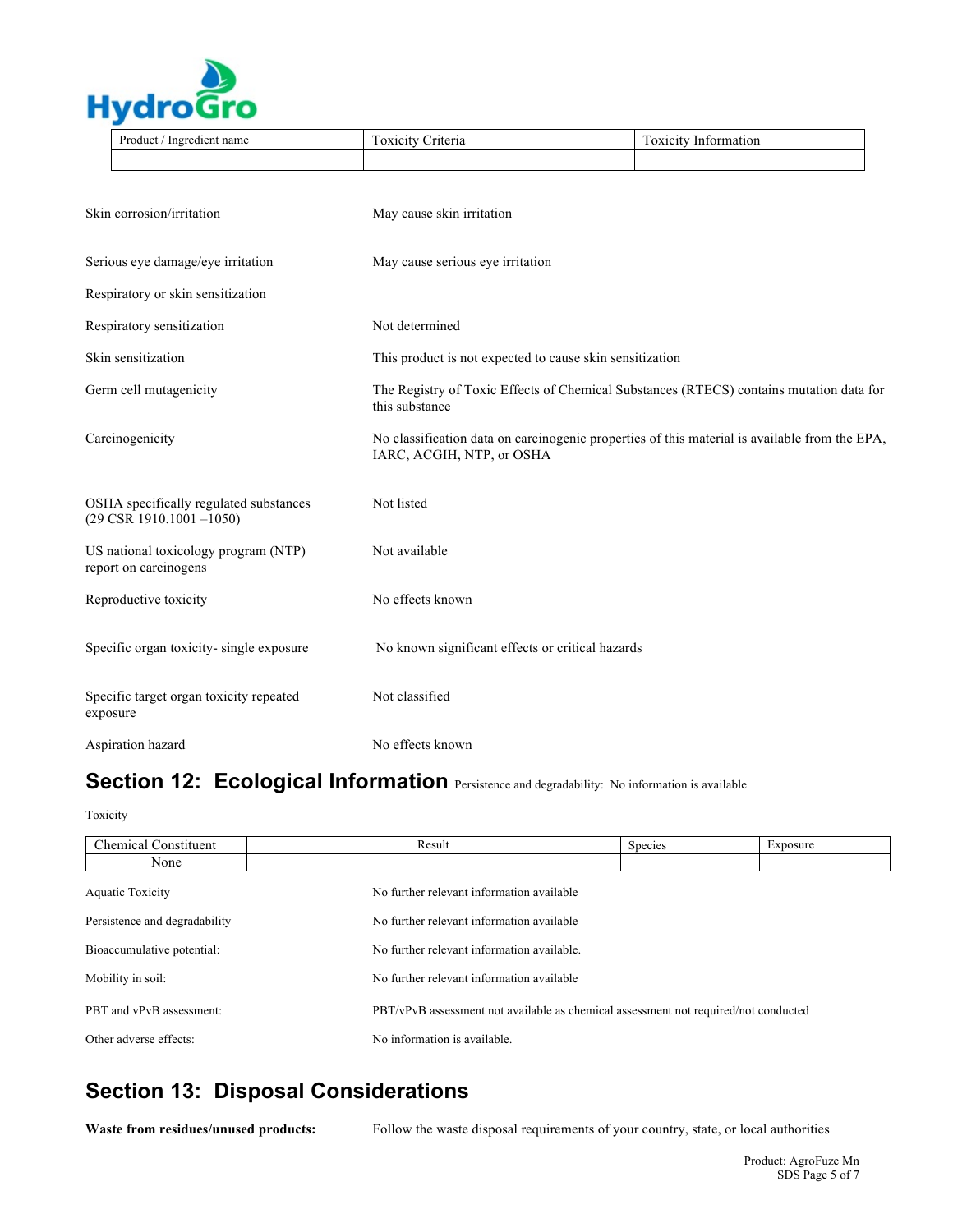| Product / Ingredient name | Toxicity Criteria | Toxicity Information |
|---|---|---|
| | | |

| | |
|---|---|
| Skin corrosion/irritation | May cause skin irritation |
| Serious eye damage/eye irritation | May cause serious eye irritation |
| Respiratory or skin sensitization | |
| Respiratory sensitization | Not determined |
| Skin sensitization | This product is not expected to cause skin sensitization |
| Germ cell mutagenicity | The Registry of Toxic Effects of Chemical Substances (RTECS) contains mutation data for this substance |
| Carcinogenicity | No classification data on carcinogenic properties of this material is available from the EPA, IARC, ACGIH, NTP, or OSHA |
| OSHA specifically regulated substances (29 CSR 1910.1001 –1050) | Not listed |
| US national toxicology program (NTP) report on carcinogens | Not available |
| Reproductive toxicity | No effects known |
| Specific organ toxicity- single exposure | No known significant effects or critical hazards |
| Specific target organ toxicity repeated exposure | Not classified |
| Aspiration hazard | No effects known |

## Section 12: Ecological Information

Persistence and degradability: No information is available

Toxicity

| Chemical Constituent | Result | Species | Exposure |
|---|---|---|---|
| None | | | |

| | |
|---|---|
| Aquatic Toxicity | No further relevant information available |
| Persistence and degradability | No further relevant information available |
| Bioaccumulative potential: | No further relevant information available. |
| Mobility in soil: | No further relevant information available |
| PBT and vPvB assessment: | PBT/vPvB assessment not available as chemical assessment not required/not conducted |
| Other adverse effects: | No information is available. |

## Section 13: Disposal Considerations

**Waste from residues/unused products:** Follow the waste disposal requirements of your country, state, or local authorities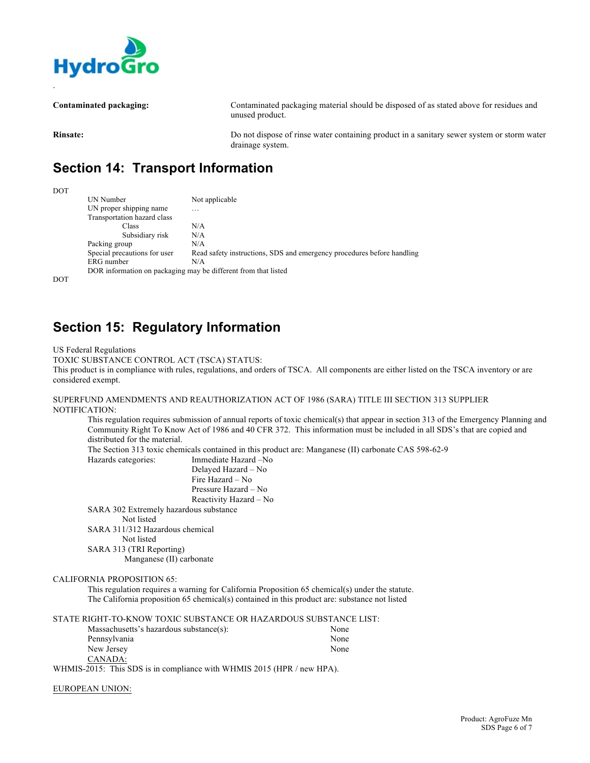.

**Contaminated packaging:** Contaminated packaging material should be disposed of as stated above for residues and unused product.

**Rinsate:** Do not dispose of rinse water containing product in a sanitary sewer system or storm water drainage system.

## Section 14: Transport Information

DOT

| | |
|---|---|
| UN Number | Not applicable |
| UN proper shipping name | … |
| Transportation hazard class | |
| Class | N/A |
| Subsidiary risk | N/A |
| Packing group | N/A |
| Special precautions for user | Read safety instructions, SDS and emergency procedures before handling |
| ERG number | N/A |

DOR information on packaging may be different from that listed

DOT

## Section 15: Regulatory Information

US Federal Regulations

TOXIC SUBSTANCE CONTROL ACT (TSCA) STATUS:

This product is in compliance with rules, regulations, and orders of TSCA. All components are either listed on the TSCA inventory or are considered exempt.

SUPERFUND AMENDMENTS AND REAUTHORIZATION ACT OF 1986 (SARA) TITLE III SECTION 313 SUPPLIER NOTIFICATION:

This regulation requires submission of annual reports of toxic chemical(s) that appear in section 313 of the Emergency Planning and Community Right To Know Act of 1986 and 40 CFR 372. This information must be included in all SDS's that are copied and distributed for the material.

The Section 313 toxic chemicals contained in this product are: Manganese (II) carbonate CAS 598-62-9

Hazards categories:
- Immediate Hazard –No
- Delayed Hazard – No
- Fire Hazard – No
- Pressure Hazard – No
- Reactivity Hazard – No

SARA 302 Extremely hazardous substance
- Not listed

SARA 311/312 Hazardous chemical
- Not listed

SARA 313 (TRI Reporting)
- Manganese (II) carbonate

CALIFORNIA PROPOSITION 65:

This regulation requires a warning for California Proposition 65 chemical(s) under the statute.

The California proposition 65 chemical(s) contained in this product are: substance not listed

STATE RIGHT-TO-KNOW TOXIC SUBSTANCE OR HAZARDOUS SUBSTANCE LIST:

| | |
|---|---|
| Massachusetts's hazardous substance(s): | None |
| Pennsylvania | None |
| New Jersey | None |

CANADA:

WHMIS-2015: This SDS is in compliance with WHMIS 2015 (HPR / new HPA).

EUROPEAN UNION: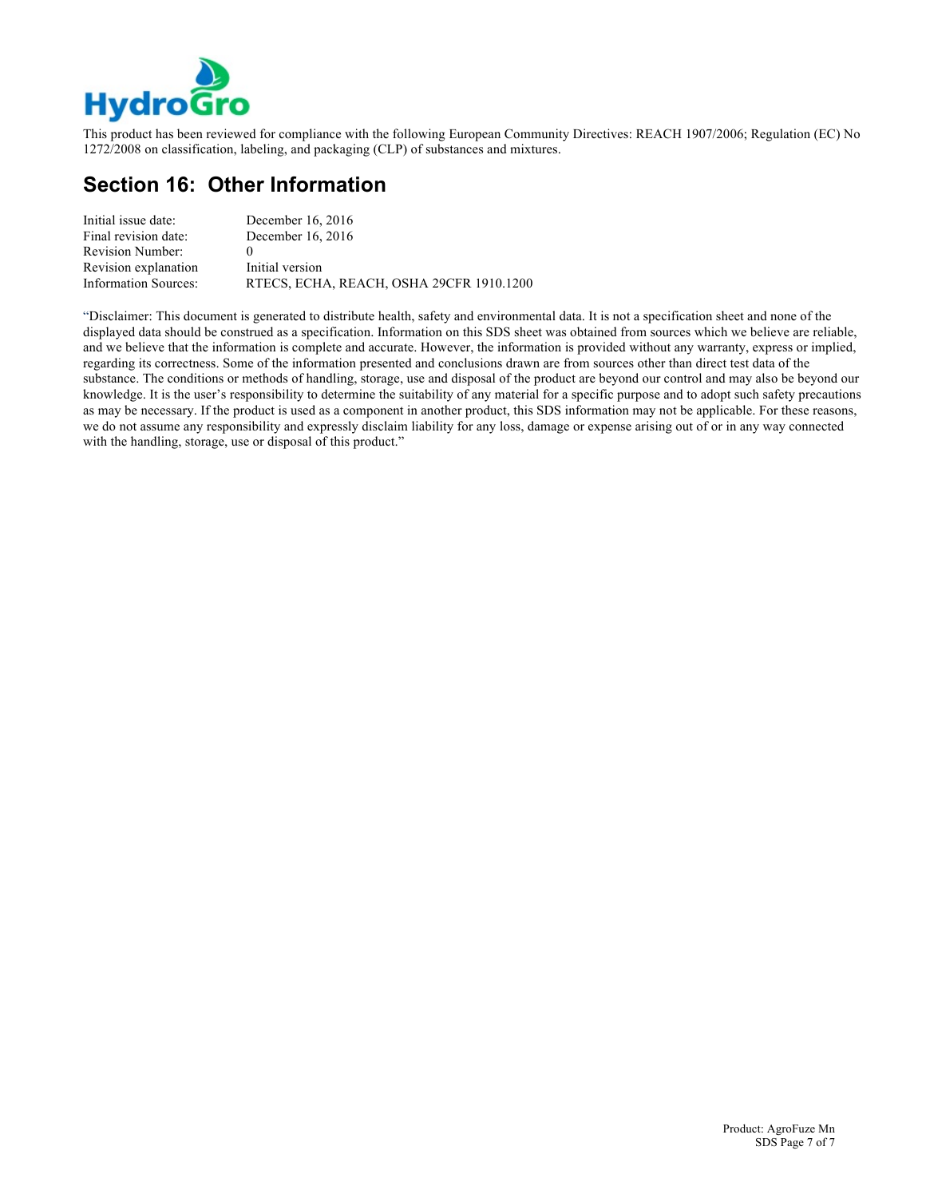This product has been reviewed for compliance with the following European Community Directives: REACH 1907/2006; Regulation (EC) No 1272/2008 on classification, labeling, and packaging (CLP) of substances and mixtures.

## Section 16: Other Information

| | |
|---|---|
| Initial issue date: | December 16, 2016 |
| Final revision date: | December 16, 2016 |
| Revision Number: | 0 |
| Revision explanation | Initial version |
| Information Sources: | RTECS, ECHA, REACH, OSHA 29CFR 1910.1200 |

"Disclaimer: This document is generated to distribute health, safety and environmental data. It is not a specification sheet and none of the displayed data should be construed as a specification. Information on this SDS sheet was obtained from sources which we believe are reliable, and we believe that the information is complete and accurate. However, the information is provided without any warranty, express or implied, regarding its correctness. Some of the information presented and conclusions drawn are from sources other than direct test data of the substance. The conditions or methods of handling, storage, use and disposal of the product are beyond our control and may also be beyond our knowledge. It is the user's responsibility to determine the suitability of any material for a specific purpose and to adopt such safety precautions as may be necessary. If the product is used as a component in another product, this SDS information may not be applicable. For these reasons, we do not assume any responsibility and expressly disclaim liability for any loss, damage or expense arising out of or in any way connected with the handling, storage, use or disposal of this product."